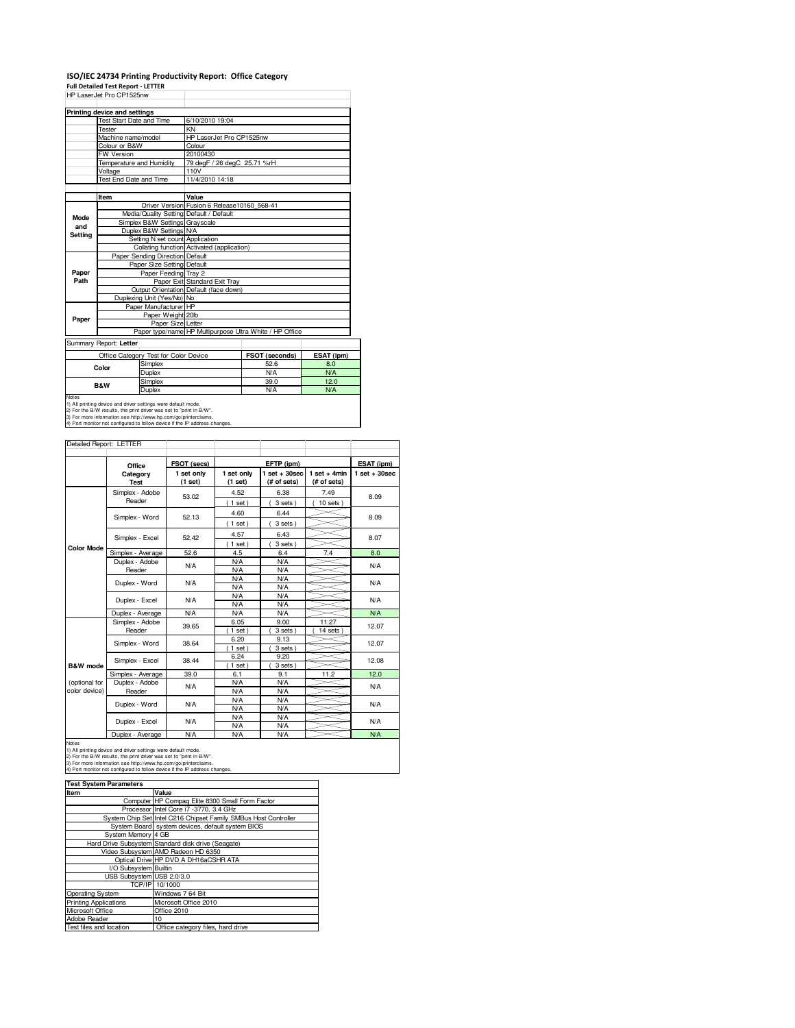# ISO/IEC 24734 Printing Productivity Report: Office Category

**Full Detailed Test Report - LETTER**

HP LaserJet Pro CP1525nw

| Printing device and settings | |
|---|---|
| Test Start Date and Time | 6/10/2010 19:04 |
| Tester | KN |
| Machine name/model | HP LaserJet Pro CP1525nw |
| Colour or B&W | Colour |
| FW Version | 20100430 |
| Temperature and Humidity | 79 degF / 26 degC 25.71 %rH |
| Voltage | 110V |
| Test End Date and Time | 11/4/2010 14:18 |

| | Item | Value |
|---|---|---|
| Mode and Setting | Driver Version | Fusion 6 Release10160_568-41 |
| | Media/Quality Setting | Default / Default |
| | Simplex B&W Settings | Grayscale |
| | Duplex B&W Settings | N/A |
| | Setting N set count | Application |
| | Collating function | Activated (application) |
| Paper Path | Paper Sending Direction | Default |
| | Paper Size Setting | Default |
| | Paper Feeding | Tray 2 |
| | Paper Exit | Standard Exit Tray |
| | Output Orientation | Default (face down) |
| | Duplexing Unit (Yes/No) | No |
| Paper | Paper Manufacturer | HP |
| | Paper Weight | 20lb |
| | Paper Size | Letter |
| | Paper type/name | HP Multipurpose Ultra White / HP Office |

Summary Report: **Letter**

| Office Category Test for Color Device | | FSOT (seconds) | ESAT (ipm) |
|---|---|---|---|
| Color | Simplex | 52.6 | 8.0 |
| | Duplex | N/A | N/A |
| B&W | Simplex | 39.0 | 12.0 |
| | Duplex | N/A | N/A |

Notes
1) All printing device and driver settings were default mode.
2) For the B/W results, the print driver was set to "print in B/W".
3) For more information see http://www.hp.com/go/printerclaims.
4) Port monitor not configured to follow device if the IP address changes.

Detailed Report: LETTER

| | Office Category Test | FSOT (secs) 1 set only (1 set) | EFTP (ipm) 1 set only (1 set) | EFTP (ipm) 1 set + 30sec (# of sets) | EFTP (ipm) 1 set + 4min (# of sets) | ESAT (ipm) 1 set + 30sec |
|---|---|---|---|---|---|---|
| Color Mode | Simplex - Adobe Reader | 53.02 | 4.52 (1 set) | 6.38 (3 sets) | 7.49 (10 sets) | 8.09 |
| | Simplex - Word | 52.13 | 4.60 (1 set) | 6.44 (3 sets) | | 8.09 |
| | Simplex - Excel | 52.42 | 4.57 (1 set) | 6.43 (3 sets) | | 8.07 |
| | Simplex - Average | 52.6 | 4.5 | 6.4 | 7.4 | 8.0 |
| | Duplex - Adobe Reader | N/A | N/A N/A | N/A N/A | | N/A |
| | Duplex - Word | N/A | N/A N/A | N/A N/A | | N/A |
| | Duplex - Excel | N/A | N/A N/A | N/A N/A | | N/A |
| | Duplex - Average | N/A | N/A | N/A | | N/A |
| B&W mode (optional for color device) | Simplex - Adobe Reader | 39.65 | 6.05 (1 set) | 9.00 (3 sets) | 11.27 (14 sets) | 12.07 |
| | Simplex - Word | 38.64 | 6.20 (1 set) | 9.13 (3 sets) | | 12.07 |
| | Simplex - Excel | 38.44 | 6.24 (1 set) | 9.20 (3 sets) | | 12.08 |
| | Simplex - Average | 39.0 | 6.1 | 9.1 | 11.2 | 12.0 |
| | Duplex - Adobe Reader | N/A | N/A N/A | N/A N/A | | N/A |
| | Duplex - Word | N/A | N/A N/A | N/A N/A | | N/A |
| | Duplex - Excel | N/A | N/A N/A | N/A N/A | | N/A |
| | Duplex - Average | N/A | N/A | N/A | | N/A |

Notes
1) All printing device and driver settings were default mode.
2) For the B/W results, the print driver was set to "print in B/W".
3) For more information see http://www.hp.com/go/printerclaims.
4) Port monitor not configured to follow device if the IP address changes.

| Test System Parameters | | |
|---|---|---|
| Item | | Value |
| | Computer | HP Compaq Elite 8300 Small Form Factor |
| | Processor | Intel Core i7 -3770, 3.4 GHz |
| | System Chip Set | Intel C216 Chipset Family SMBus Host Controller |
| | System Board | system devices, default system BIOS |
| | System Memory | 4 GB |
| | Hard Drive Subsystem | Standard disk drive (Seagate) |
| | Video Subsystem | AMD Radeon HD 6350 |
| | Optical Drive | HP DVD A DH16aCSHR ATA |
| | I/O Subsystem | Builtin |
| | USB Subsystem | USB 2.0/3.0 |
| | TCP/IP | 10/1000 |
| Operating System | | Windows 7 64 Bit |
| Printing Applications | | Microsoft Office 2010 |
| Microsoft Office | | Office 2010 |
| Adobe Reader | | 10 |
| Test files and location | | Office category files, hard drive |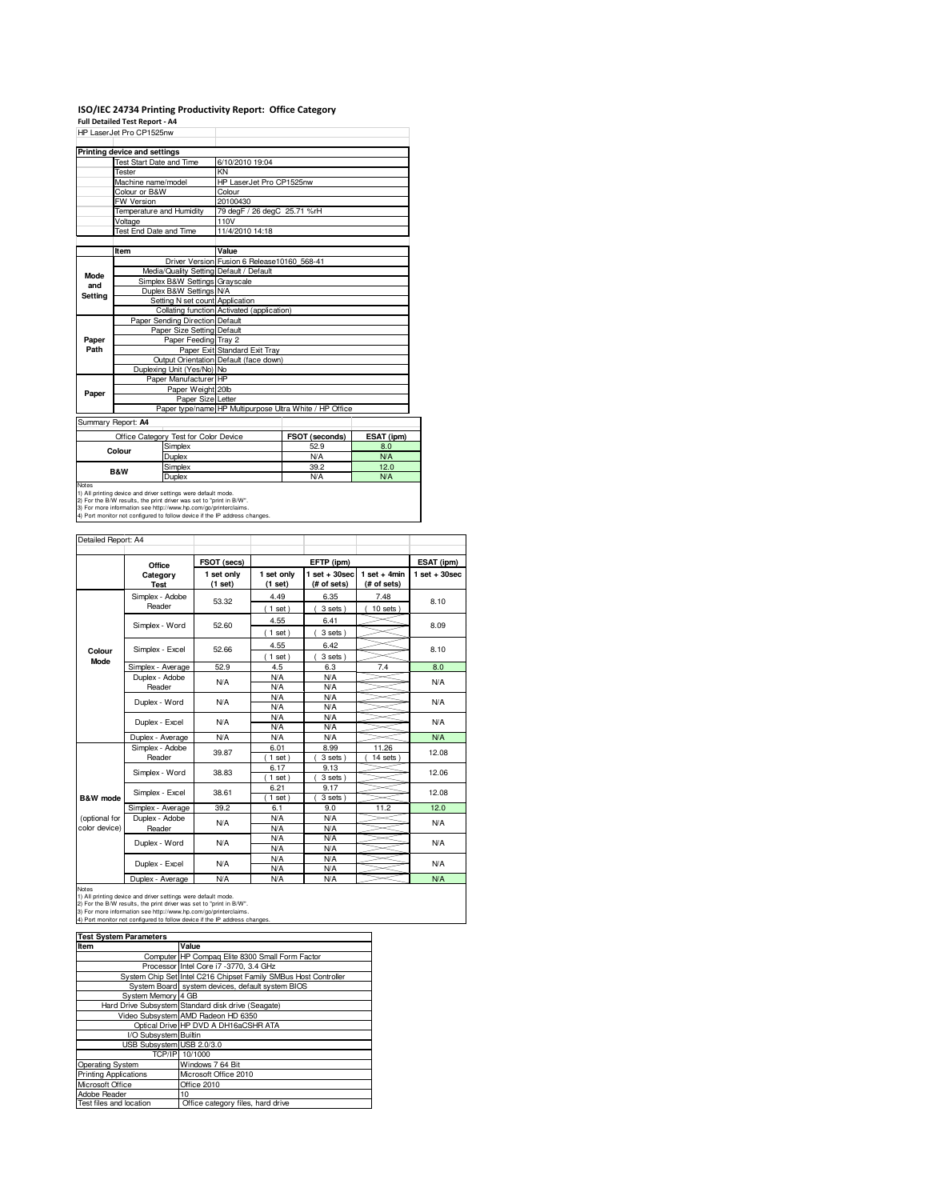# ISO/IEC 24734 Printing Productivity Report: Office Category

**Full Detailed Test Report - A4**

HP LaserJet Pro CP1525nw

| Printing device and settings | |
|---|---|
| Test Start Date and Time | 6/10/2010 19:04 |
| Tester | KN |
| Machine name/model | HP LaserJet Pro CP1525nw |
| Colour or B&W | Colour |
| FW Version | 20100430 |
| Temperature and Humidity | 79 degF / 26 degC 25.71 %rH |
| Voltage | 110V |
| Test End Date and Time | 11/4/2010 14:18 |

| | Item | Value |
|---|---|---|
| Mode and Setting | Driver Version | Fusion 6 Release10160_568-41 |
| | Media/Quality Setting | Default / Default |
| | Simplex B&W Settings | Grayscale |
| | Duplex B&W Settings | N/A |
| | Setting N set count | Application |
| | Collating function | Activated (application) |
| Paper Path | Paper Sending Direction | Default |
| | Paper Size Setting | Default |
| | Paper Feeding | Tray 2 |
| | Paper Exit | Standard Exit Tray |
| | Output Orientation | Default (face down) |
| | Duplexing Unit (Yes/No) | No |
| Paper | Paper Manufacturer | HP |
| | Paper Weight | 20lb |
| | Paper Size | Letter |
| | Paper type/name | HP Multipurpose Ultra White / HP Office |

Summary Report: **A4**

| Office Category Test for Color Device | | FSOT (seconds) | ESAT (ipm) |
|---|---|---|---|
| Colour | Simplex | 52.9 | 8.0 |
| | Duplex | N/A | N/A |
| B&W | Simplex | 39.2 | 12.0 |
| | Duplex | N/A | N/A |

Notes
1) All printing device and driver settings were default mode.
2) For the B/W results, the print driver was set to "print in B/W".
3) For more information see http://www.hp.com/go/printerclaims.
4) Port monitor not configured to follow device if the IP address changes.

Detailed Report: A4

| | Office Category Test | FSOT (secs) 1 set only (1 set) | EFTP (ipm) 1 set only (1 set) | EFTP (ipm) 1 set + 30sec (# of sets) | EFTP (ipm) 1 set + 4min (# of sets) | ESAT (ipm) 1 set + 30sec |
|---|---|---|---|---|---|---|
| Colour Mode | Simplex - Adobe Reader | 53.32 | 4.49 (1 set) | 6.35 (3 sets) | 7.48 (10 sets) | 8.10 |
| | Simplex - Word | 52.60 | 4.55 (1 set) | 6.41 (3 sets) | | 8.09 |
| | Simplex - Excel | 52.66 | 4.55 (1 set) | 6.42 (3 sets) | | 8.10 |
| | Simplex - Average | 52.9 | 4.5 | 6.3 | 7.4 | 8.0 |
| | Duplex - Adobe Reader | N/A | N/A N/A | N/A N/A | | N/A |
| | Duplex - Word | N/A | N/A N/A | N/A N/A | | N/A |
| | Duplex - Excel | N/A | N/A N/A | N/A N/A | | N/A |
| | Duplex - Average | N/A | N/A | N/A | | N/A |
| B&W mode (optional for color device) | Simplex - Adobe Reader | 39.87 | 6.01 (1 set) | 8.99 (3 sets) | 11.26 (14 sets) | 12.08 |
| | Simplex - Word | 38.83 | 6.17 (1 set) | 9.13 (3 sets) | | 12.06 |
| | Simplex - Excel | 38.61 | 6.21 (1 set) | 9.17 (3 sets) | | 12.08 |
| | Simplex - Average | 39.2 | 6.1 | 9.0 | 11.2 | 12.0 |
| | Duplex - Adobe Reader | N/A | N/A N/A | N/A N/A | | N/A |
| | Duplex - Word | N/A | N/A N/A | N/A N/A | | N/A |
| | Duplex - Excel | N/A | N/A N/A | N/A N/A | | N/A |
| | Duplex - Average | N/A | N/A | N/A | | N/A |

Notes
1) All printing device and driver settings were default mode.
2) For the B/W results, the print driver was set to "print in B/W".
3) For more information see http://www.hp.com/go/printerclaims.
4) Port monitor not configured to follow device if the IP address changes.

| Test System Parameters | |
|---|---|
| Item | Value |
| Computer | HP Compaq Elite 8300 Small Form Factor |
| Processor | Intel Core i7 -3770, 3.4 GHz |
| System Chip Set | Intel C216 Chipset Family SMBus Host Controller |
| System Board | system devices, default system BIOS |
| System Memory | 4 GB |
| Hard Drive Subsystem | Standard disk drive (Seagate) |
| Video Subsystem | AMD Radeon HD 6350 |
| Optical Drive | HP DVD A DH16aCSHR ATA |
| I/O Subsystem | Builtin |
| USB Subsystem | USB 2.0/3.0 |
| TCP/IP | 10/1000 |
| Operating System | Windows 7 64 Bit |
| Printing Applications | Microsoft Office 2010 |
| Microsoft Office | Office 2010 |
| Adobe Reader | 10 |
| Test files and location | Office category files, hard drive |